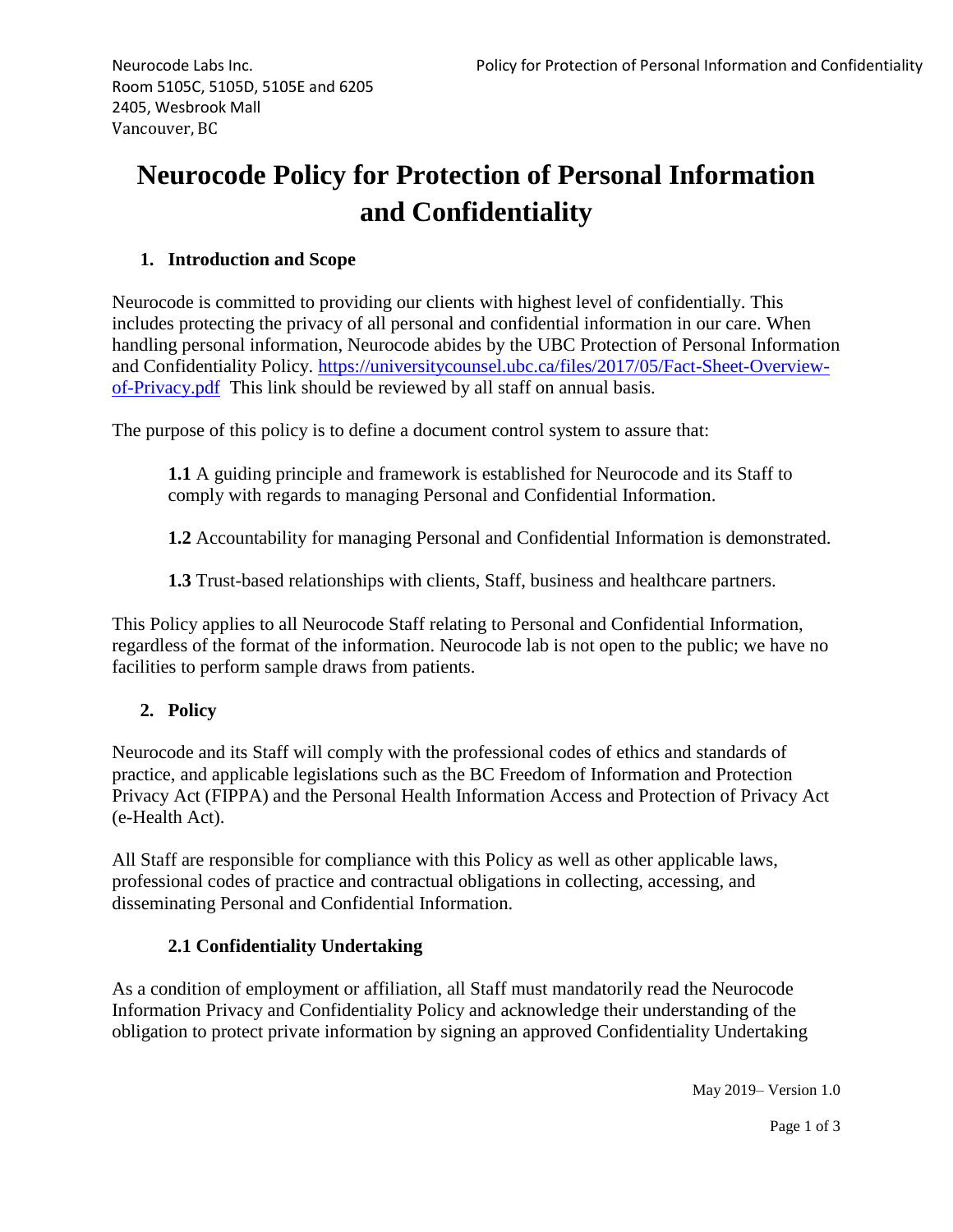Neurocode Labs Inc.
Room 5105C, 5105D, 5105E and 6205
2405, Wesbrook Mall
Vancouver, BC

# Neurocode Policy for Protection of Personal Information and Confidentiality

## 1. Introduction and Scope

Neurocode is committed to providing our clients with highest level of confidentially. This includes protecting the privacy of all personal and confidential information in our care. When handling personal information, Neurocode abides by the UBC Protection of Personal Information and Confidentiality Policy. [https://universitycounsel.ubc.ca/files/2017/05/Fact-Sheet-Overview-of-Privacy.pdf](https://universitycounsel.ubc.ca/files/2017/05/Fact-Sheet-Overview-of-Privacy.pdf) This link should be reviewed by all staff on annual basis.

The purpose of this policy is to define a document control system to assure that:

**1.1** A guiding principle and framework is established for Neurocode and its Staff to comply with regards to managing Personal and Confidential Information.

**1.2** Accountability for managing Personal and Confidential Information is demonstrated.

**1.3** Trust-based relationships with clients, Staff, business and healthcare partners.

This Policy applies to all Neurocode Staff relating to Personal and Confidential Information, regardless of the format of the information. Neurocode lab is not open to the public; we have no facilities to perform sample draws from patients.

## 2. Policy

Neurocode and its Staff will comply with the professional codes of ethics and standards of practice, and applicable legislations such as the BC Freedom of Information and Protection Privacy Act (FIPPA) and the Personal Health Information Access and Protection of Privacy Act (e-Health Act).

All Staff are responsible for compliance with this Policy as well as other applicable laws, professional codes of practice and contractual obligations in collecting, accessing, and disseminating Personal and Confidential Information.

### 2.1 Confidentiality Undertaking

As a condition of employment or affiliation, all Staff must mandatorily read the Neurocode Information Privacy and Confidentiality Policy and acknowledge their understanding of the obligation to protect private information by signing an approved Confidentiality Undertaking

May 2019– Version 1.0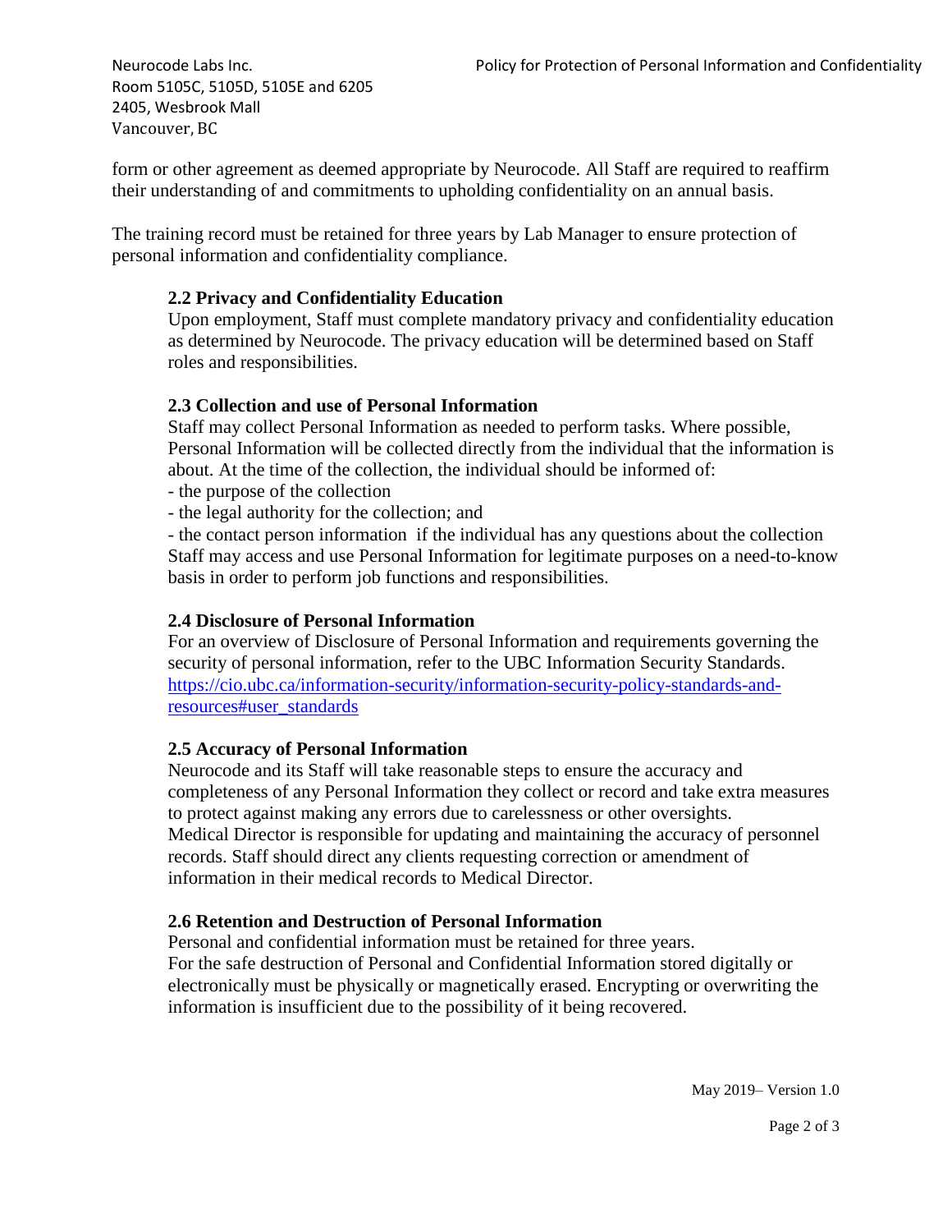form or other agreement as deemed appropriate by Neurocode. All Staff are required to reaffirm their understanding of and commitments to upholding confidentiality on an annual basis.

The training record must be retained for three years by Lab Manager to ensure protection of personal information and confidentiality compliance.

### 2.2 Privacy and Confidentiality Education

Upon employment, Staff must complete mandatory privacy and confidentiality education as determined by Neurocode. The privacy education will be determined based on Staff roles and responsibilities.

### 2.3 Collection and use of Personal Information

Staff may collect Personal Information as needed to perform tasks. Where possible, Personal Information will be collected directly from the individual that the information is about. At the time of the collection, the individual should be informed of:

- the purpose of the collection
- the legal authority for the collection; and
- the contact person information if the individual has any questions about the collection

Staff may access and use Personal Information for legitimate purposes on a need-to-know basis in order to perform job functions and responsibilities.

### 2.4 Disclosure of Personal Information

For an overview of Disclosure of Personal Information and requirements governing the security of personal information, refer to the UBC Information Security Standards. [https://cio.ubc.ca/information-security/information-security-policy-standards-and-resources#user_standards](https://cio.ubc.ca/information-security/information-security-policy-standards-and-resources#user_standards)

### 2.5 Accuracy of Personal Information

Neurocode and its Staff will take reasonable steps to ensure the accuracy and completeness of any Personal Information they collect or record and take extra measures to protect against making any errors due to carelessness or other oversights. Medical Director is responsible for updating and maintaining the accuracy of personnel records. Staff should direct any clients requesting correction or amendment of information in their medical records to Medical Director.

### 2.6 Retention and Destruction of Personal Information

Personal and confidential information must be retained for three years. For the safe destruction of Personal and Confidential Information stored digitally or electronically must be physically or magnetically erased. Encrypting or overwriting the information is insufficient due to the possibility of it being recovered.

May 2019– Version 1.0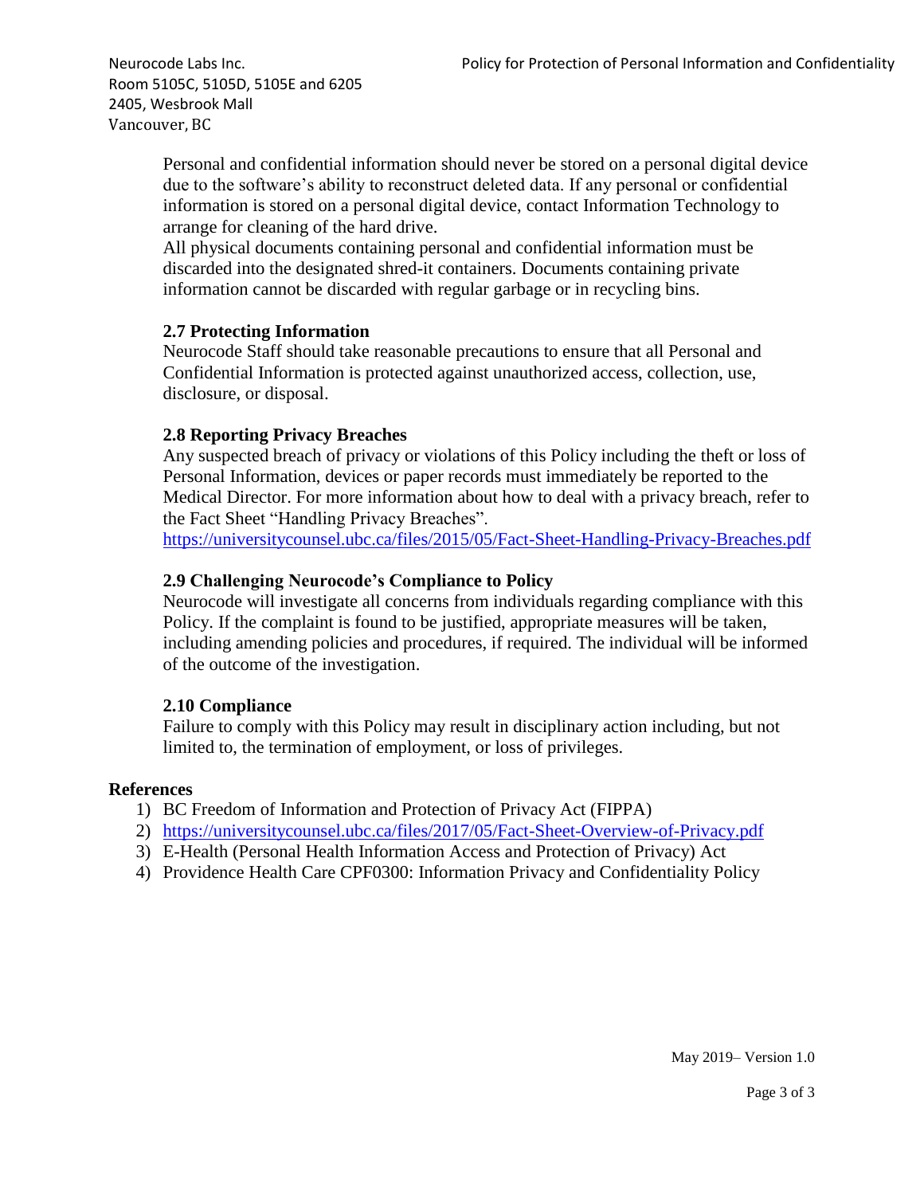Personal and confidential information should never be stored on a personal digital device due to the software's ability to reconstruct deleted data. If any personal or confidential information is stored on a personal digital device, contact Information Technology to arrange for cleaning of the hard drive.
All physical documents containing personal and confidential information must be discarded into the designated shred-it containers. Documents containing private information cannot be discarded with regular garbage or in recycling bins.

### 2.7 Protecting Information

Neurocode Staff should take reasonable precautions to ensure that all Personal and Confidential Information is protected against unauthorized access, collection, use, disclosure, or disposal.

### 2.8 Reporting Privacy Breaches

Any suspected breach of privacy or violations of this Policy including the theft or loss of Personal Information, devices or paper records must immediately be reported to the Medical Director. For more information about how to deal with a privacy breach, refer to the Fact Sheet "Handling Privacy Breaches".
https://universitycounsel.ubc.ca/files/2015/05/Fact-Sheet-Handling-Privacy-Breaches.pdf

### 2.9 Challenging Neurocode's Compliance to Policy

Neurocode will investigate all concerns from individuals regarding compliance with this Policy. If the complaint is found to be justified, appropriate measures will be taken, including amending policies and procedures, if required. The individual will be informed of the outcome of the investigation.

### 2.10 Compliance

Failure to comply with this Policy may result in disciplinary action including, but not limited to, the termination of employment, or loss of privileges.

## References

1) BC Freedom of Information and Protection of Privacy Act (FIPPA)
2) https://universitycounsel.ubc.ca/files/2017/05/Fact-Sheet-Overview-of-Privacy.pdf
3) E-Health (Personal Health Information Access and Protection of Privacy) Act
4) Providence Health Care CPF0300: Information Privacy and Confidentiality Policy

May 2019– Version 1.0